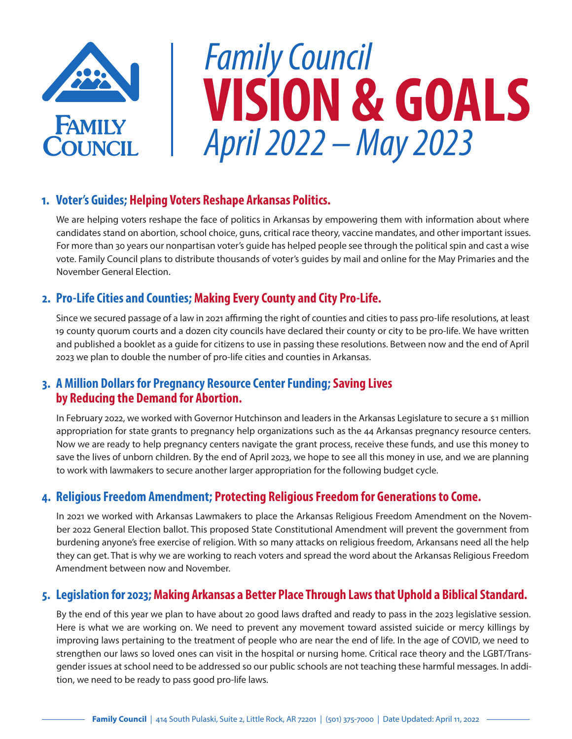# Family Council VISION & GOALS April 2022 – May 2023

## 1. Voter's Guides; Helping Voters Reshape Arkansas Politics.

We are helping voters reshape the face of politics in Arkansas by empowering them with information about where candidates stand on abortion, school choice, guns, critical race theory, vaccine mandates, and other important issues. For more than 30 years our nonpartisan voter's guide has helped people see through the political spin and cast a wise vote. Family Council plans to distribute thousands of voter's guides by mail and online for the May Primaries and the November General Election.

## 2. Pro-Life Cities and Counties; Making Every County and City Pro-Life.

Since we secured passage of a law in 2021 affirming the right of counties and cities to pass pro-life resolutions, at least 19 county quorum courts and a dozen city councils have declared their county or city to be pro-life. We have written and published a booklet as a guide for citizens to use in passing these resolutions. Between now and the end of April 2023 we plan to double the number of pro-life cities and counties in Arkansas.

## 3. A Million Dollars for Pregnancy Resource Center Funding; Saving Lives by Reducing the Demand for Abortion.

In February 2022, we worked with Governor Hutchinson and leaders in the Arkansas Legislature to secure a $1 million appropriation for state grants to pregnancy help organizations such as the 44 Arkansas pregnancy resource centers. Now we are ready to help pregnancy centers navigate the grant process, receive these funds, and use this money to save the lives of unborn children. By the end of April 2023, we hope to see all this money in use, and we are planning to work with lawmakers to secure another larger appropriation for the following budget cycle.

## 4. Religious Freedom Amendment; Protecting Religious Freedom for Generations to Come.

In 2021 we worked with Arkansas Lawmakers to place the Arkansas Religious Freedom Amendment on the November 2022 General Election ballot. This proposed State Constitutional Amendment will prevent the government from burdening anyone's free exercise of religion. With so many attacks on religious freedom, Arkansans need all the help they can get. That is why we are working to reach voters and spread the word about the Arkansas Religious Freedom Amendment between now and November.

## 5. Legislation for 2023; Making Arkansas a Better Place Through Laws that Uphold a Biblical Standard.

By the end of this year we plan to have about 20 good laws drafted and ready to pass in the 2023 legislative session. Here is what we are working on. We need to prevent any movement toward assisted suicide or mercy killings by improving laws pertaining to the treatment of people who are near the end of life. In the age of COVID, we need to strengthen our laws so loved ones can visit in the hospital or nursing home. Critical race theory and the LGBT/Transgender issues at school need to be addressed so our public schools are not teaching these harmful messages. In addition, we need to be ready to pass good pro-life laws.

**Family Council** | 414 South Pulaski, Suite 2, Little Rock, AR 72201 | (501) 375-7000 | Date Updated: April 11, 2022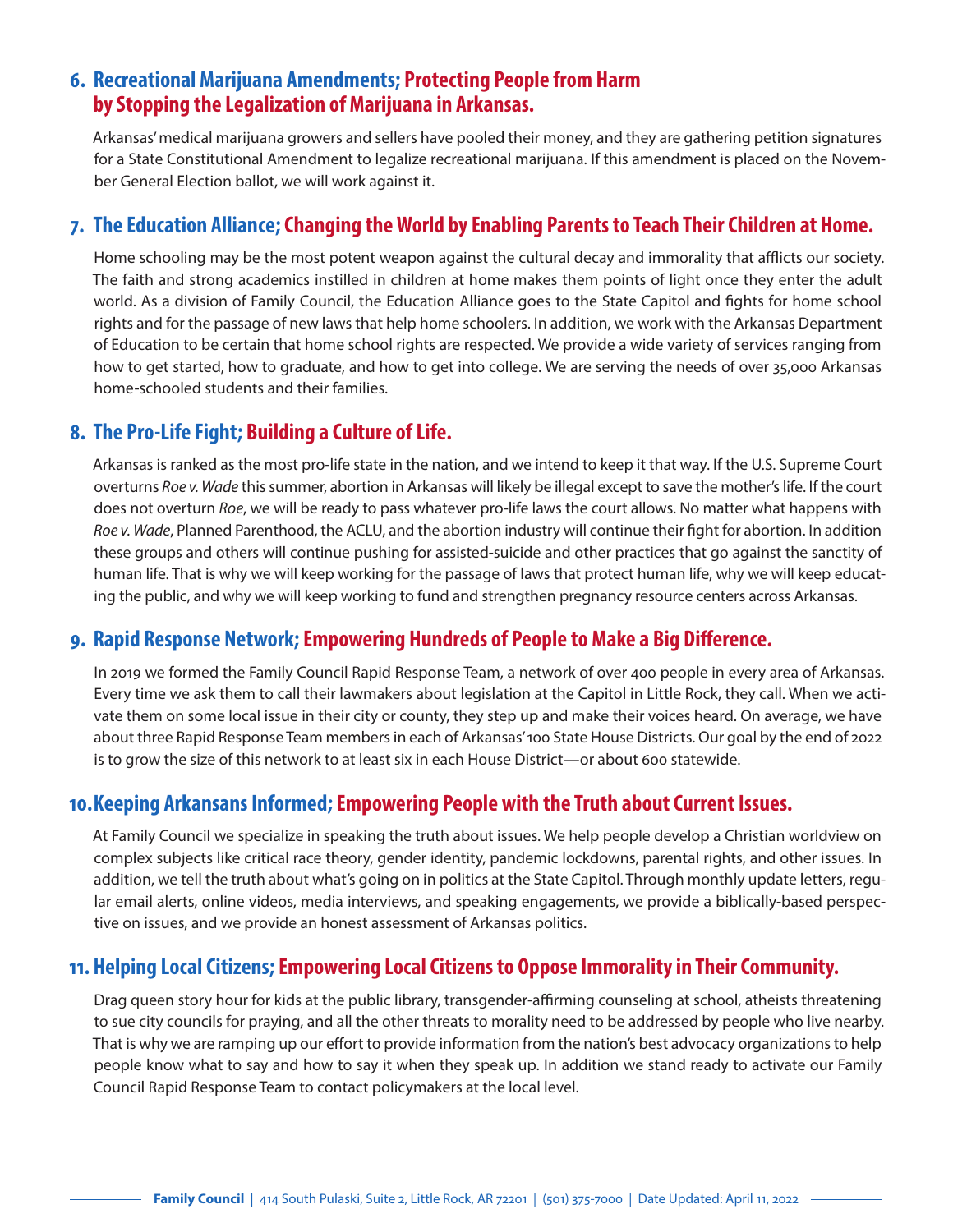## 6. Recreational Marijuana Amendments; Protecting People from Harm by Stopping the Legalization of Marijuana in Arkansas.

Arkansas' medical marijuana growers and sellers have pooled their money, and they are gathering petition signatures for a State Constitutional Amendment to legalize recreational marijuana. If this amendment is placed on the November General Election ballot, we will work against it.

## 7. The Education Alliance; Changing the World by Enabling Parents to Teach Their Children at Home.

Home schooling may be the most potent weapon against the cultural decay and immorality that afflicts our society. The faith and strong academics instilled in children at home makes them points of light once they enter the adult world. As a division of Family Council, the Education Alliance goes to the State Capitol and fights for home school rights and for the passage of new laws that help home schoolers. In addition, we work with the Arkansas Department of Education to be certain that home school rights are respected. We provide a wide variety of services ranging from how to get started, how to graduate, and how to get into college. We are serving the needs of over 35,000 Arkansas home-schooled students and their families.

## 8. The Pro-Life Fight; Building a Culture of Life.

Arkansas is ranked as the most pro-life state in the nation, and we intend to keep it that way. If the U.S. Supreme Court overturns *Roe v. Wade* this summer, abortion in Arkansas will likely be illegal except to save the mother's life. If the court does not overturn *Roe*, we will be ready to pass whatever pro-life laws the court allows. No matter what happens with *Roe v. Wade*, Planned Parenthood, the ACLU, and the abortion industry will continue their fight for abortion. In addition these groups and others will continue pushing for assisted-suicide and other practices that go against the sanctity of human life. That is why we will keep working for the passage of laws that protect human life, why we will keep educating the public, and why we will keep working to fund and strengthen pregnancy resource centers across Arkansas.

## 9. Rapid Response Network; Empowering Hundreds of People to Make a Big Difference.

In 2019 we formed the Family Council Rapid Response Team, a network of over 400 people in every area of Arkansas. Every time we ask them to call their lawmakers about legislation at the Capitol in Little Rock, they call. When we activate them on some local issue in their city or county, they step up and make their voices heard. On average, we have about three Rapid Response Team members in each of Arkansas' 100 State House Districts. Our goal by the end of 2022 is to grow the size of this network to at least six in each House District—or about 600 statewide.

## 10. Keeping Arkansans Informed; Empowering People with the Truth about Current Issues.

At Family Council we specialize in speaking the truth about issues. We help people develop a Christian worldview on complex subjects like critical race theory, gender identity, pandemic lockdowns, parental rights, and other issues. In addition, we tell the truth about what's going on in politics at the State Capitol. Through monthly update letters, regular email alerts, online videos, media interviews, and speaking engagements, we provide a biblically-based perspective on issues, and we provide an honest assessment of Arkansas politics.

## 11. Helping Local Citizens; Empowering Local Citizens to Oppose Immorality in Their Community.

Drag queen story hour for kids at the public library, transgender-affirming counseling at school, atheists threatening to sue city councils for praying, and all the other threats to morality need to be addressed by people who live nearby. That is why we are ramping up our effort to provide information from the nation's best advocacy organizations to help people know what to say and how to say it when they speak up. In addition we stand ready to activate our Family Council Rapid Response Team to contact policymakers at the local level.

**Family Council** | 414 South Pulaski, Suite 2, Little Rock, AR 72201 | (501) 375-7000 | Date Updated: April 11, 2022